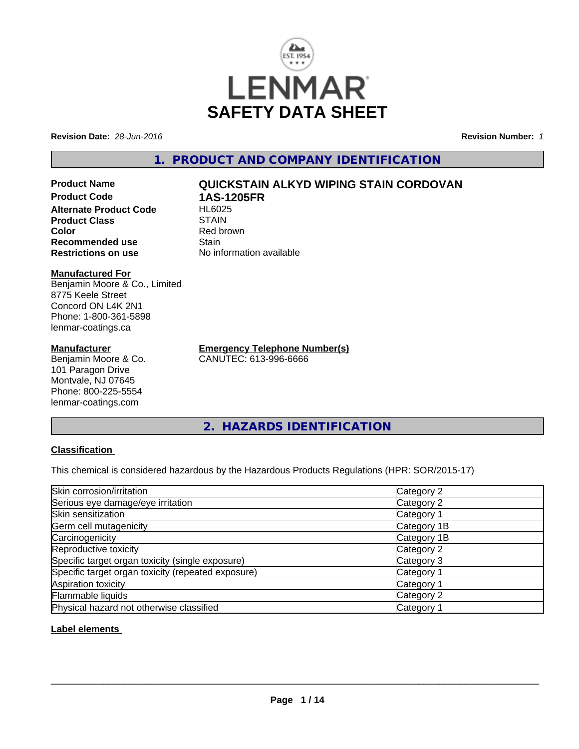# LENMAR

# SAFETY DATA SHEET

**Revision Date:** *28-Jun-2016*

**Revision Number:** *1*

## 1. PRODUCT AND COMPANY IDENTIFICATION

| | |
|---|---|
| **Product Name** | **QUICKSTAIN ALKYD WIPING STAIN CORDOVAN** |
| **Product Code** | **1AS-1205FR** |
| **Alternate Product Code** | HL6025 |
| **Product Class** | STAIN |
| **Color** | Red brown |
| **Recommended use** | Stain |
| **Restrictions on use** | No information available |

**Manufactured For**
Benjamin Moore & Co., Limited
8775 Keele Street
Concord ON L4K 2N1
Phone: 1-800-361-5898
lenmar-coatings.ca

**Manufacturer**
Benjamin Moore & Co.
101 Paragon Drive
Montvale, NJ 07645
Phone: 800-225-5554
lenmar-coatings.com

**Emergency Telephone Number(s)**
CANUTEC: 613-996-6666

## 2. HAZARDS IDENTIFICATION

**Classification**

This chemical is considered hazardous by the Hazardous Products Regulations (HPR: SOR/2015-17)

| | |
|---|---|
| Skin corrosion/irritation | Category 2 |
| Serious eye damage/eye irritation | Category 2 |
| Skin sensitization | Category 1 |
| Germ cell mutagenicity | Category 1B |
| Carcinogenicity | Category 1B |
| Reproductive toxicity | Category 2 |
| Specific target organ toxicity (single exposure) | Category 3 |
| Specific target organ toxicity (repeated exposure) | Category 1 |
| Aspiration toxicity | Category 1 |
| Flammable liquids | Category 2 |
| Physical hazard not otherwise classified | Category 1 |

**Label elements**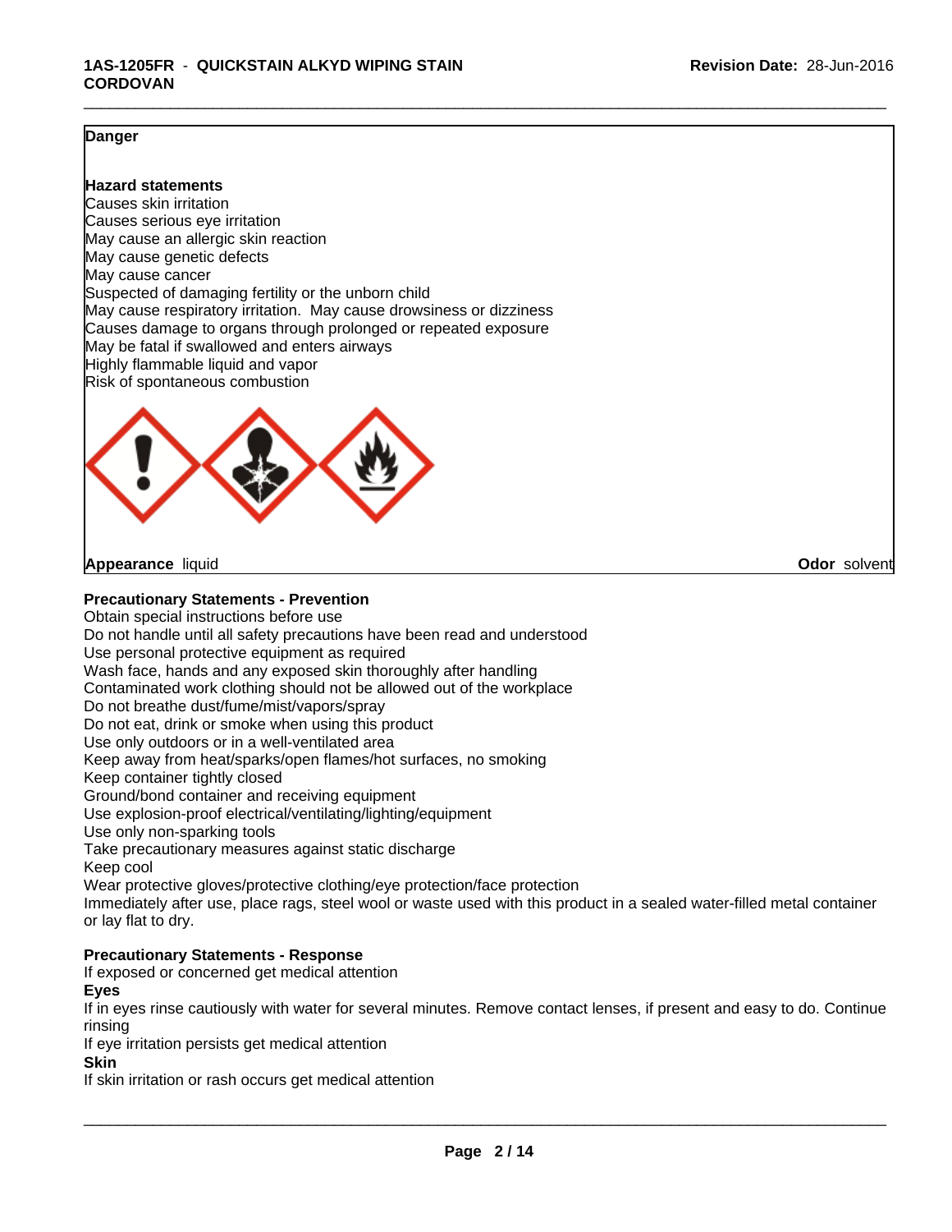**Danger**

**Hazard statements**

Causes skin irritation
Causes serious eye irritation
May cause an allergic skin reaction
May cause genetic defects
May cause cancer
Suspected of damaging fertility or the unborn child
May cause respiratory irritation. May cause drowsiness or dizziness
Causes damage to organs through prolonged or repeated exposure
May be fatal if swallowed and enters airways
Highly flammable liquid and vapor
Risk of spontaneous combustion

**Appearance** liquid **Odor** solvent

**Precautionary Statements - Prevention**

Obtain special instructions before use
Do not handle until all safety precautions have been read and understood
Use personal protective equipment as required
Wash face, hands and any exposed skin thoroughly after handling
Contaminated work clothing should not be allowed out of the workplace
Do not breathe dust/fume/mist/vapors/spray
Do not eat, drink or smoke when using this product
Use only outdoors or in a well-ventilated area
Keep away from heat/sparks/open flames/hot surfaces, no smoking
Keep container tightly closed
Ground/bond container and receiving equipment
Use explosion-proof electrical/ventilating/lighting/equipment
Use only non-sparking tools
Take precautionary measures against static discharge
Keep cool
Wear protective gloves/protective clothing/eye protection/face protection
Immediately after use, place rags, steel wool or waste used with this product in a sealed water-filled metal container or lay flat to dry.

**Precautionary Statements - Response**

If exposed or concerned get medical attention

**Eyes**

If in eyes rinse cautiously with water for several minutes. Remove contact lenses, if present and easy to do. Continue rinsing
If eye irritation persists get medical attention

**Skin**

If skin irritation or rash occurs get medical attention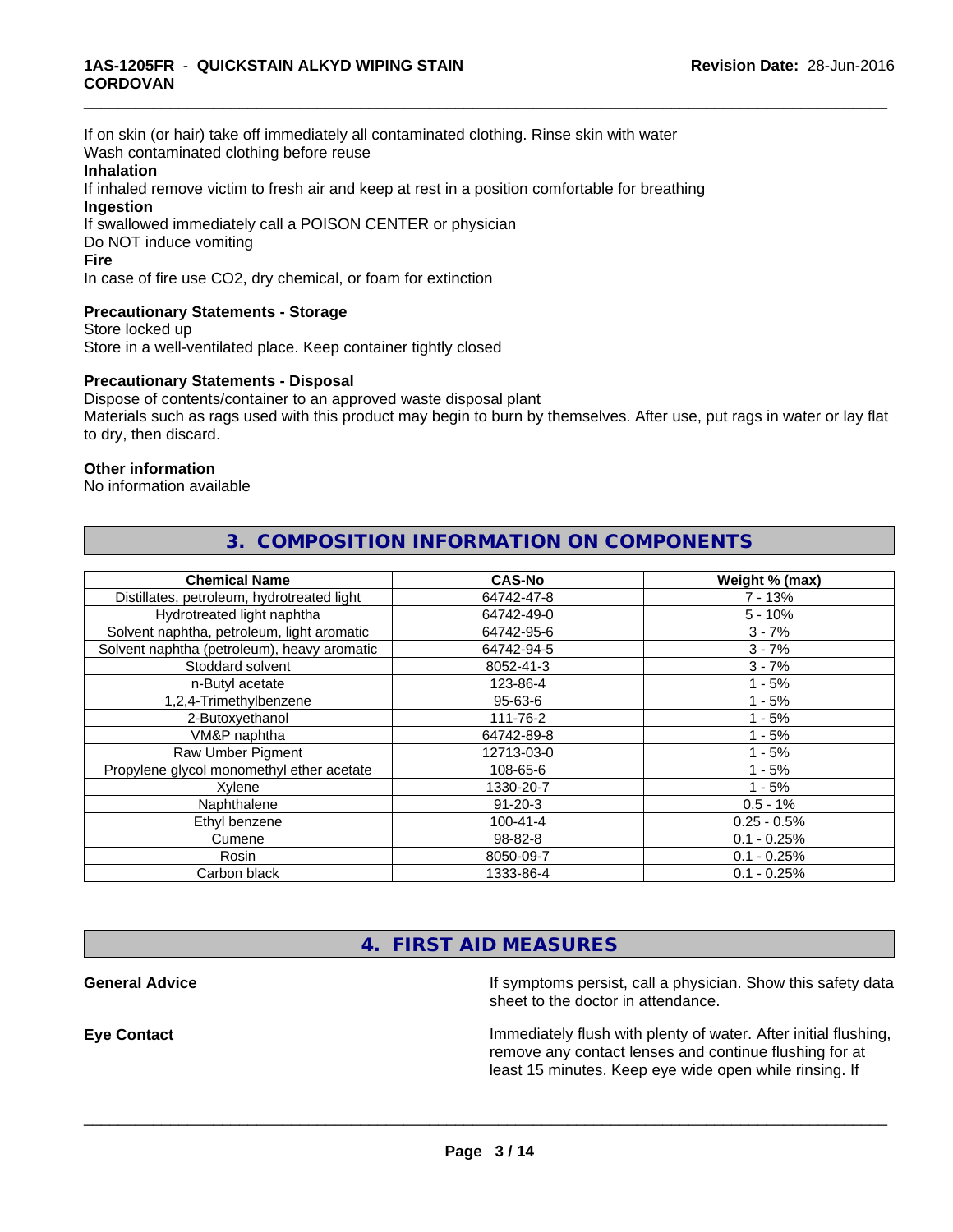If on skin (or hair) take off immediately all contaminated clothing. Rinse skin with water
Wash contaminated clothing before reuse

**Inhalation**

If inhaled remove victim to fresh air and keep at rest in a position comfortable for breathing

**Ingestion**

If swallowed immediately call a POISON CENTER or physician
Do NOT induce vomiting

**Fire**

In case of fire use CO2, dry chemical, or foam for extinction

**Precautionary Statements - Storage**

Store locked up
Store in a well-ventilated place. Keep container tightly closed

**Precautionary Statements - Disposal**

Dispose of contents/container to an approved waste disposal plant
Materials such as rags used with this product may begin to burn by themselves. After use, put rags in water or lay flat to dry, then discard.

**Other information**

No information available

## 3. COMPOSITION INFORMATION ON COMPONENTS

| Chemical Name | CAS-No | Weight % (max) |
|---|---|---|
| Distillates, petroleum, hydrotreated light | 64742-47-8 | 7 - 13% |
| Hydrotreated light naphtha | 64742-49-0 | 5 - 10% |
| Solvent naphtha, petroleum, light aromatic | 64742-95-6 | 3 - 7% |
| Solvent naphtha (petroleum), heavy aromatic | 64742-94-5 | 3 - 7% |
| Stoddard solvent | 8052-41-3 | 3 - 7% |
| n-Butyl acetate | 123-86-4 | 1 - 5% |
| 1,2,4-Trimethylbenzene | 95-63-6 | 1 - 5% |
| 2-Butoxyethanol | 111-76-2 | 1 - 5% |
| VM&P naphtha | 64742-89-8 | 1 - 5% |
| Raw Umber Pigment | 12713-03-0 | 1 - 5% |
| Propylene glycol monomethyl ether acetate | 108-65-6 | 1 - 5% |
| Xylene | 1330-20-7 | 1 - 5% |
| Naphthalene | 91-20-3 | 0.5 - 1% |
| Ethyl benzene | 100-41-4 | 0.25 - 0.5% |
| Cumene | 98-82-8 | 0.1 - 0.25% |
| Rosin | 8050-09-7 | 0.1 - 0.25% |
| Carbon black | 1333-86-4 | 0.1 - 0.25% |

## 4. FIRST AID MEASURES

**General Advice**

If symptoms persist, call a physician. Show this safety data sheet to the doctor in attendance.

**Eye Contact**

Immediately flush with plenty of water. After initial flushing, remove any contact lenses and continue flushing for at least 15 minutes. Keep eye wide open while rinsing. If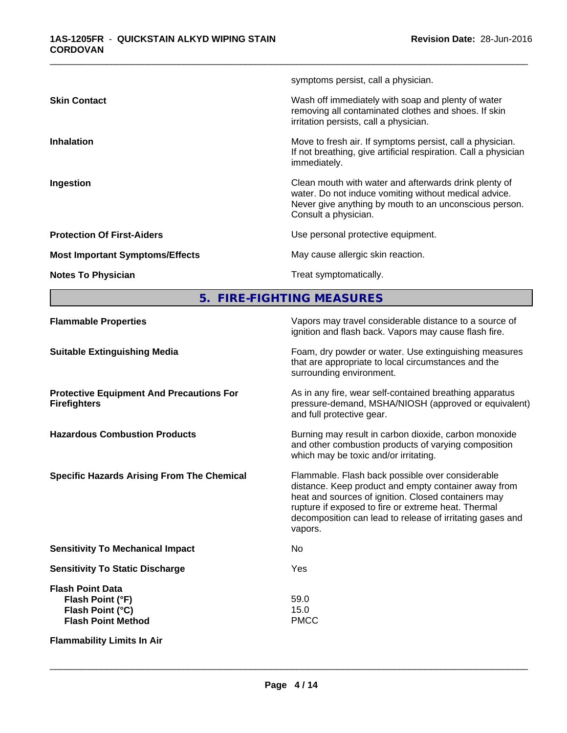| | |
|---|---|
| | symptoms persist, call a physician. |
| **Skin Contact** | Wash off immediately with soap and plenty of water removing all contaminated clothes and shoes. If skin irritation persists, call a physician. |
| **Inhalation** | Move to fresh air. If symptoms persist, call a physician. If not breathing, give artificial respiration. Call a physician immediately. |
| **Ingestion** | Clean mouth with water and afterwards drink plenty of water. Do not induce vomiting without medical advice. Never give anything by mouth to an unconscious person. Consult a physician. |
| **Protection Of First-Aiders** | Use personal protective equipment. |
| **Most Important Symptoms/Effects** | May cause allergic skin reaction. |
| **Notes To Physician** | Treat symptomatically. |

## 5. FIRE-FIGHTING MEASURES

| | |
|---|---|
| **Flammable Properties** | Vapors may travel considerable distance to a source of ignition and flash back. Vapors may cause flash fire. |
| **Suitable Extinguishing Media** | Foam, dry powder or water. Use extinguishing measures that are appropriate to local circumstances and the surrounding environment. |
| **Protective Equipment And Precautions For Firefighters** | As in any fire, wear self-contained breathing apparatus pressure-demand, MSHA/NIOSH (approved or equivalent) and full protective gear. |
| **Hazardous Combustion Products** | Burning may result in carbon dioxide, carbon monoxide and other combustion products of varying composition which may be toxic and/or irritating. |
| **Specific Hazards Arising From The Chemical** | Flammable. Flash back possible over considerable distance. Keep product and empty container away from heat and sources of ignition. Closed containers may rupture if exposed to fire or extreme heat. Thermal decomposition can lead to release of irritating gases and vapors. |
| **Sensitivity To Mechanical Impact** | No |
| **Sensitivity To Static Discharge** | Yes |
| **Flash Point Data** | |
| **Flash Point (°F)** | 59.0 |
| **Flash Point (°C)** | 15.0 |
| **Flash Point Method** | PMCC |
| **Flammability Limits In Air** | |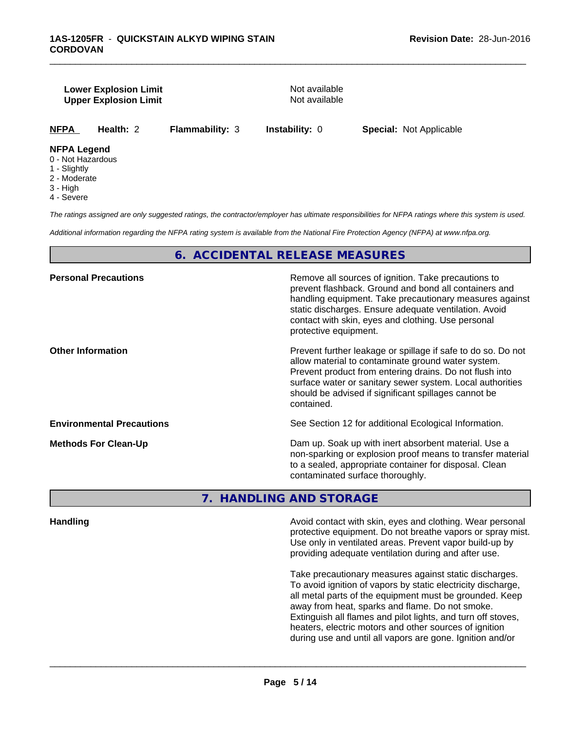| | |
|---|---|
| **Lower Explosion Limit** | Not available |
| **Upper Explosion Limit** | Not available |

| NFPA | Health: 2 | Flammability: 3 | Instability: 0 | Special: Not Applicable |
|---|---|---|---|---|

**NFPA Legend**
0 - Not Hazardous
1 - Slightly
2 - Moderate
3 - High
4 - Severe

*The ratings assigned are only suggested ratings, the contractor/employer has ultimate responsibilities for NFPA ratings where this system is used.*

*Additional information regarding the NFPA rating system is available from the National Fire Protection Agency (NFPA) at www.nfpa.org.*

## 6. ACCIDENTAL RELEASE MEASURES

**Personal Precautions**

Remove all sources of ignition. Take precautions to prevent flashback. Ground and bond all containers and handling equipment. Take precautionary measures against static discharges. Ensure adequate ventilation. Avoid contact with skin, eyes and clothing. Use personal protective equipment.

**Other Information**

Prevent further leakage or spillage if safe to do so. Do not allow material to contaminate ground water system. Prevent product from entering drains. Do not flush into surface water or sanitary sewer system. Local authorities should be advised if significant spillages cannot be contained.

**Environmental Precautions**

See Section 12 for additional Ecological Information.

**Methods For Clean-Up**

Dam up. Soak up with inert absorbent material. Use a non-sparking or explosion proof means to transfer material to a sealed, appropriate container for disposal. Clean contaminated surface thoroughly.

## 7. HANDLING AND STORAGE

**Handling**

Avoid contact with skin, eyes and clothing. Wear personal protective equipment. Do not breathe vapors or spray mist. Use only in ventilated areas. Prevent vapor build-up by providing adequate ventilation during and after use.

Take precautionary measures against static discharges. To avoid ignition of vapors by static electricity discharge, all metal parts of the equipment must be grounded. Keep away from heat, sparks and flame. Do not smoke. Extinguish all flames and pilot lights, and turn off stoves, heaters, electric motors and other sources of ignition during use and until all vapors are gone. Ignition and/or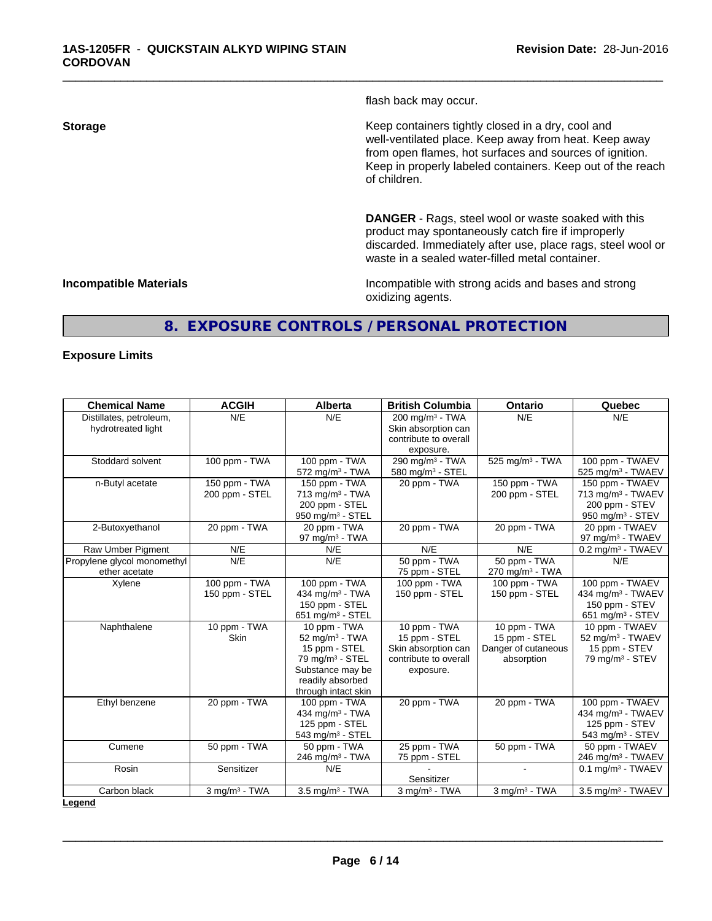flash back may occur.

**Storage**

Keep containers tightly closed in a dry, cool and well-ventilated place. Keep away from heat. Keep away from open flames, hot surfaces and sources of ignition. Keep in properly labeled containers. Keep out of the reach of children.

**DANGER** - Rags, steel wool or waste soaked with this product may spontaneously catch fire if improperly discarded. Immediately after use, place rags, steel wool or waste in a sealed water-filled metal container.

**Incompatible Materials**

Incompatible with strong acids and bases and strong oxidizing agents.

## 8. EXPOSURE CONTROLS / PERSONAL PROTECTION

### Exposure Limits

| Chemical Name | ACGIH | Alberta | British Columbia | Ontario | Quebec |
|---|---|---|---|---|---|
| Distillates, petroleum, hydrotreated light | N/E | N/E | 200 mg/m³ - TWA<br>Skin absorption can contribute to overall exposure. | N/E | N/E |
| Stoddard solvent | 100 ppm - TWA | 100 ppm - TWA<br>572 mg/m³ - TWA | 290 mg/m³ - TWA<br>580 mg/m³ - STEL | 525 mg/m³ - TWA | 100 ppm - TWAEV<br>525 mg/m³ - TWAEV |
| n-Butyl acetate | 150 ppm - TWA<br>200 ppm - STEL | 150 ppm - TWA<br>713 mg/m³ - TWA<br>200 ppm - STEL<br>950 mg/m³ - STEL | 20 ppm - TWA | 150 ppm - TWA<br>200 ppm - STEL | 150 ppm - TWAEV<br>713 mg/m³ - TWAEV<br>200 ppm - STEV<br>950 mg/m³ - STEV |
| 2-Butoxyethanol | 20 ppm - TWA | 20 ppm - TWA<br>97 mg/m³ - TWA | 20 ppm - TWA | 20 ppm - TWA | 20 ppm - TWAEV<br>97 mg/m³ - TWAEV |
| Raw Umber Pigment | N/E | N/E | N/E | N/E | 0.2 mg/m³ - TWAEV |
| Propylene glycol monomethyl ether acetate | N/E | N/E | 50 ppm - TWA<br>75 ppm - STEL | 50 ppm - TWA<br>270 mg/m³ - TWA | N/E |
| Xylene | 100 ppm - TWA<br>150 ppm - STEL | 100 ppm - TWA<br>434 mg/m³ - TWA<br>150 ppm - STEL<br>651 mg/m³ - STEL | 100 ppm - TWA<br>150 ppm - STEL | 100 ppm - TWA<br>150 ppm - STEL | 100 ppm - TWAEV<br>434 mg/m³ - TWAEV<br>150 ppm - STEV<br>651 mg/m³ - STEV |
| Naphthalene | 10 ppm - TWA<br>Skin | 10 ppm - TWA<br>52 mg/m³ - TWA<br>15 ppm - STEL<br>79 mg/m³ - STEL<br>Substance may be readily absorbed through intact skin | 10 ppm - TWA<br>15 ppm - STEL<br>Skin absorption can contribute to overall exposure. | 10 ppm - TWA<br>15 ppm - STEL<br>Danger of cutaneous absorption | 10 ppm - TWAEV<br>52 mg/m³ - TWAEV<br>15 ppm - STEV<br>79 mg/m³ - STEV |
| Ethyl benzene | 20 ppm - TWA | 100 ppm - TWA<br>434 mg/m³ - TWA<br>125 ppm - STEL<br>543 mg/m³ - STEL | 20 ppm - TWA | 20 ppm - TWA | 100 ppm - TWAEV<br>434 mg/m³ - TWAEV<br>125 ppm - STEV<br>543 mg/m³ - STEV |
| Cumene | 50 ppm - TWA | 50 ppm - TWA<br>246 mg/m³ - TWA | 25 ppm - TWA<br>75 ppm - STEL | 50 ppm - TWA | 50 ppm - TWAEV<br>246 mg/m³ - TWAEV |
| Rosin | Sensitizer | N/E | -<br>Sensitizer | - | 0.1 mg/m³ - TWAEV |
| Carbon black | 3 mg/m³ - TWA | 3.5 mg/m³ - TWA | 3 mg/m³ - TWA | 3 mg/m³ - TWA | 3.5 mg/m³ - TWAEV |

**Legend**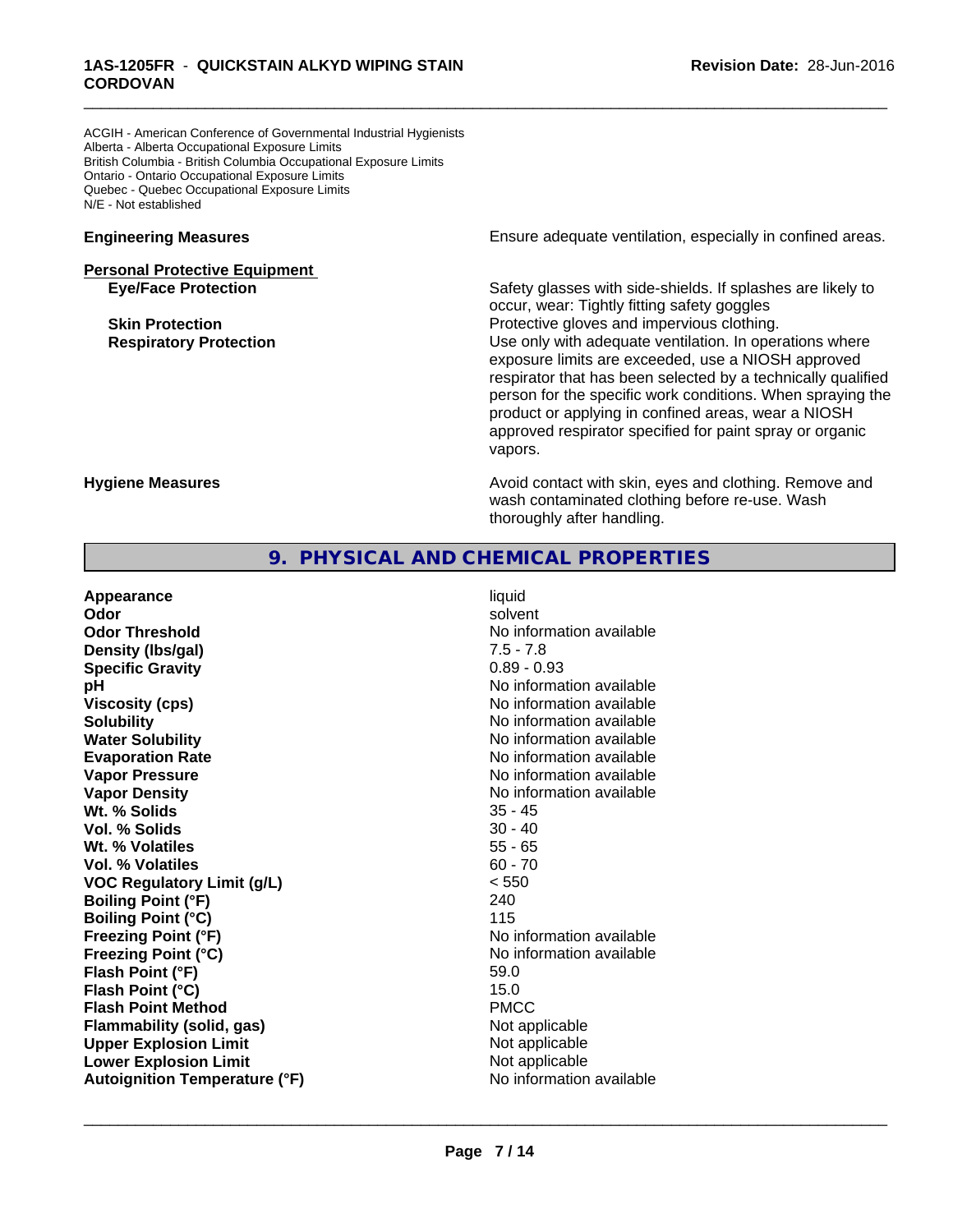ACGIH - American Conference of Governmental Industrial Hygienists
Alberta - Alberta Occupational Exposure Limits
British Columbia - British Columbia Occupational Exposure Limits
Ontario - Ontario Occupational Exposure Limits
Quebec - Quebec Occupational Exposure Limits
N/E - Not established

**Engineering Measures** Ensure adequate ventilation, especially in confined areas.

**Personal Protective Equipment**

**Eye/Face Protection** Safety glasses with side-shields. If splashes are likely to occur, wear: Tightly fitting safety goggles

**Skin Protection** Protective gloves and impervious clothing.

**Respiratory Protection** Use only with adequate ventilation. In operations where exposure limits are exceeded, use a NIOSH approved respirator that has been selected by a technically qualified person for the specific work conditions. When spraying the product or applying in confined areas, wear a NIOSH approved respirator specified for paint spray or organic vapors.

**Hygiene Measures** Avoid contact with skin, eyes and clothing. Remove and wash contaminated clothing before re-use. Wash thoroughly after handling.

## 9. PHYSICAL AND CHEMICAL PROPERTIES

| | |
|---|---|
| **Appearance** | liquid |
| **Odor** | solvent |
| **Odor Threshold** | No information available |
| **Density (lbs/gal)** | 7.5 - 7.8 |
| **Specific Gravity** | 0.89 - 0.93 |
| **pH** | No information available |
| **Viscosity (cps)** | No information available |
| **Solubility** | No information available |
| **Water Solubility** | No information available |
| **Evaporation Rate** | No information available |
| **Vapor Pressure** | No information available |
| **Vapor Density** | No information available |
| **Wt. % Solids** | 35 - 45 |
| **Vol. % Solids** | 30 - 40 |
| **Wt. % Volatiles** | 55 - 65 |
| **Vol. % Volatiles** | 60 - 70 |
| **VOC Regulatory Limit (g/L)** | < 550 |
| **Boiling Point (°F)** | 240 |
| **Boiling Point (°C)** | 115 |
| **Freezing Point (°F)** | No information available |
| **Freezing Point (°C)** | No information available |
| **Flash Point (°F)** | 59.0 |
| **Flash Point (°C)** | 15.0 |
| **Flash Point Method** | PMCC |
| **Flammability (solid, gas)** | Not applicable |
| **Upper Explosion Limit** | Not applicable |
| **Lower Explosion Limit** | Not applicable |
| **Autoignition Temperature (°F)** | No information available |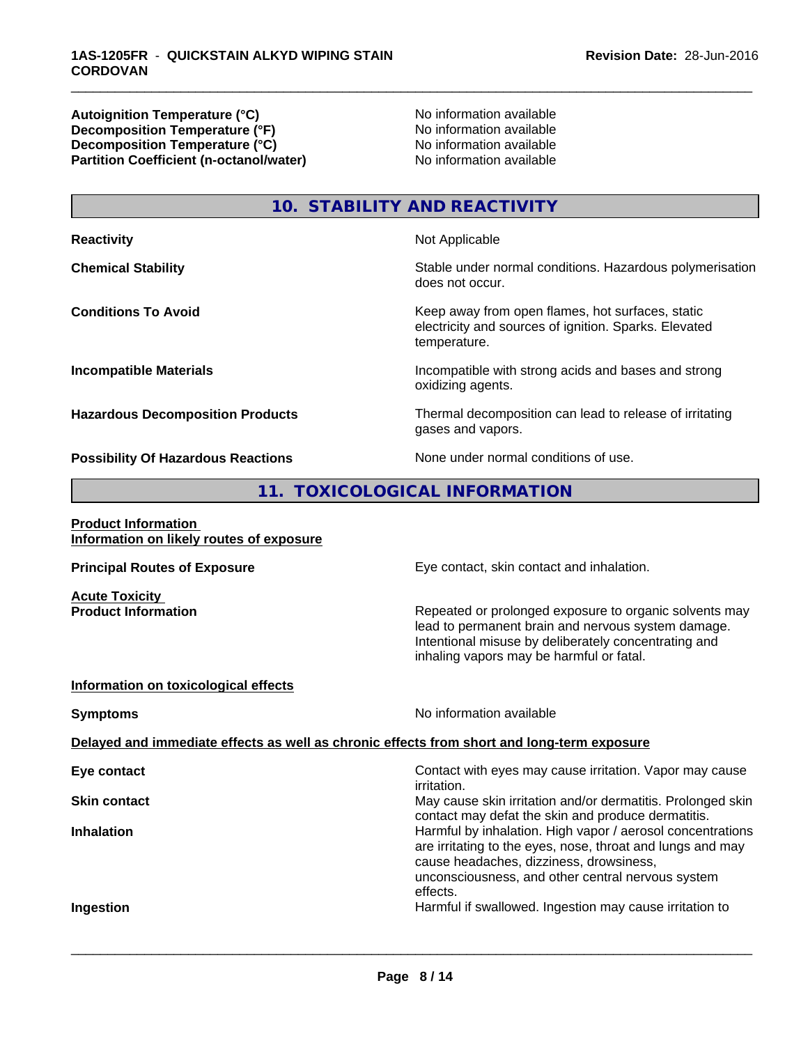| | |
|---|---|
| **Autoignition Temperature (°C)** | No information available |
| **Decomposition Temperature (°F)** | No information available |
| **Decomposition Temperature (°C)** | No information available |
| **Partition Coefficient (n-octanol/water)** | No information available |

## 10. STABILITY AND REACTIVITY

| | |
|---|---|
| **Reactivity** | Not Applicable |
| **Chemical Stability** | Stable under normal conditions. Hazardous polymerisation does not occur. |
| **Conditions To Avoid** | Keep away from open flames, hot surfaces, static electricity and sources of ignition. Sparks. Elevated temperature. |
| **Incompatible Materials** | Incompatible with strong acids and bases and strong oxidizing agents. |
| **Hazardous Decomposition Products** | Thermal decomposition can lead to release of irritating gases and vapors. |
| **Possibility Of Hazardous Reactions** | None under normal conditions of use. |

## 11. TOXICOLOGICAL INFORMATION

**Product Information**
**Information on likely routes of exposure**

**Principal Routes of Exposure** — Eye contact, skin contact and inhalation.

**Acute Toxicity**
**Product Information** — Repeated or prolonged exposure to organic solvents may lead to permanent brain and nervous system damage. Intentional misuse by deliberately concentrating and inhaling vapors may be harmful or fatal.

**Information on toxicological effects**

**Symptoms** — No information available

**Delayed and immediate effects as well as chronic effects from short and long-term exposure**

| | |
|---|---|
| **Eye contact** | Contact with eyes may cause irritation. Vapor may cause irritation. |
| **Skin contact** | May cause skin irritation and/or dermatitis. Prolonged skin contact may defat the skin and produce dermatitis. |
| **Inhalation** | Harmful by inhalation. High vapor / aerosol concentrations are irritating to the eyes, nose, throat and lungs and may cause headaches, dizziness, drowsiness, unconsciousness, and other central nervous system effects. |
| **Ingestion** | Harmful if swallowed. Ingestion may cause irritation to |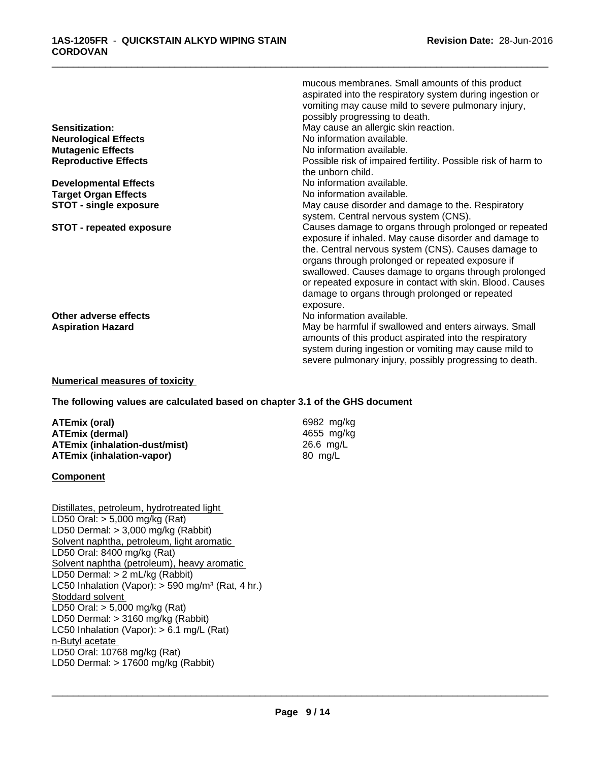| | |
|---|---|
| | mucous membranes. Small amounts of this product aspirated into the respiratory system during ingestion or vomiting may cause mild to severe pulmonary injury, possibly progressing to death. |
| **Sensitization:** | May cause an allergic skin reaction. |
| **Neurological Effects** | No information available. |
| **Mutagenic Effects** | No information available. |
| **Reproductive Effects** | Possible risk of impaired fertility. Possible risk of harm to the unborn child. |
| **Developmental Effects** | No information available. |
| **Target Organ Effects** | No information available. |
| **STOT - single exposure** | May cause disorder and damage to the. Respiratory system. Central nervous system (CNS). |
| **STOT - repeated exposure** | Causes damage to organs through prolonged or repeated exposure if inhaled. May cause disorder and damage to the. Central nervous system (CNS). Causes damage to organs through prolonged or repeated exposure if swallowed. Causes damage to organs through prolonged or repeated exposure in contact with skin. Blood. Causes damage to organs through prolonged or repeated exposure. |
| **Other adverse effects** | No information available. |
| **Aspiration Hazard** | May be harmful if swallowed and enters airways. Small amounts of this product aspirated into the respiratory system during ingestion or vomiting may cause mild to severe pulmonary injury, possibly progressing to death. |

**Numerical measures of toxicity**

**The following values are calculated based on chapter 3.1 of the GHS document**

| | |
|---|---|
| **ATEmix (oral)** | 6982 mg/kg |
| **ATEmix (dermal)** | 4655 mg/kg |
| **ATEmix (inhalation-dust/mist)** | 26.6 mg/L |
| **ATEmix (inhalation-vapor)** | 80 mg/L |

**Component**

Distillates, petroleum, hydrotreated light
LD50 Oral: > 5,000 mg/kg (Rat)
LD50 Dermal: > 3,000 mg/kg (Rabbit)
Solvent naphtha, petroleum, light aromatic
LD50 Oral: 8400 mg/kg (Rat)
Solvent naphtha (petroleum), heavy aromatic
LD50 Dermal: > 2 mL/kg (Rabbit)
LC50 Inhalation (Vapor): > 590 mg/m³ (Rat, 4 hr.)
Stoddard solvent
LD50 Oral: > 5,000 mg/kg (Rat)
LD50 Dermal: > 3160 mg/kg (Rabbit)
LC50 Inhalation (Vapor): > 6.1 mg/L (Rat)
n-Butyl acetate
LD50 Oral: 10768 mg/kg (Rat)
LD50 Dermal: > 17600 mg/kg (Rabbit)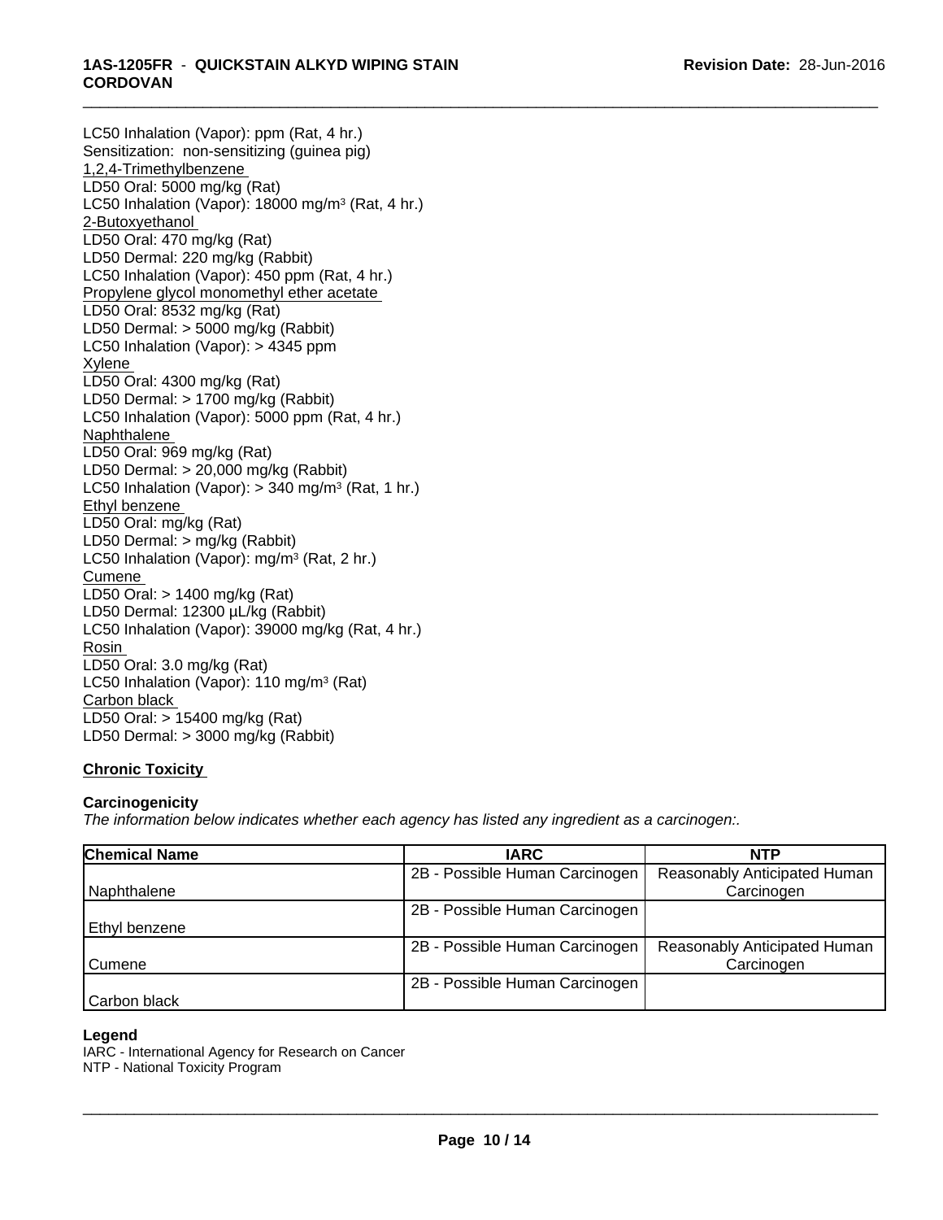LC50 Inhalation (Vapor): ppm (Rat, 4 hr.)
Sensitization: non-sensitizing (guinea pig)

1,2,4-Trimethylbenzene
LD50 Oral: 5000 mg/kg (Rat)
LC50 Inhalation (Vapor): 18000 mg/m³ (Rat, 4 hr.)

2-Butoxyethanol
LD50 Oral: 470 mg/kg (Rat)
LD50 Dermal: 220 mg/kg (Rabbit)
LC50 Inhalation (Vapor): 450 ppm (Rat, 4 hr.)

Propylene glycol monomethyl ether acetate
LD50 Oral: 8532 mg/kg (Rat)
LD50 Dermal: > 5000 mg/kg (Rabbit)
LC50 Inhalation (Vapor): > 4345 ppm

Xylene
LD50 Oral: 4300 mg/kg (Rat)
LD50 Dermal: > 1700 mg/kg (Rabbit)
LC50 Inhalation (Vapor): 5000 ppm (Rat, 4 hr.)

Naphthalene
LD50 Oral: 969 mg/kg (Rat)
LD50 Dermal: > 20,000 mg/kg (Rabbit)
LC50 Inhalation (Vapor): > 340 mg/m³ (Rat, 1 hr.)

Ethyl benzene
LD50 Oral: mg/kg (Rat)
LD50 Dermal: > mg/kg (Rabbit)
LC50 Inhalation (Vapor): mg/m³ (Rat, 2 hr.)

Cumene
LD50 Oral: > 1400 mg/kg (Rat)
LD50 Dermal: 12300 µL/kg (Rabbit)
LC50 Inhalation (Vapor): 39000 mg/kg (Rat, 4 hr.)

Rosin
LD50 Oral: 3.0 mg/kg (Rat)
LC50 Inhalation (Vapor): 110 mg/m³ (Rat)

Carbon black
LD50 Oral: > 15400 mg/kg (Rat)
LD50 Dermal: > 3000 mg/kg (Rabbit)

## Chronic Toxicity

### Carcinogenicity

*The information below indicates whether each agency has listed any ingredient as a carcinogen:.*

| Chemical Name | IARC | NTP |
|---|---|---|
| Naphthalene | 2B - Possible Human Carcinogen | Reasonably Anticipated Human Carcinogen |
| Ethyl benzene | 2B - Possible Human Carcinogen | |
| Cumene | 2B - Possible Human Carcinogen | Reasonably Anticipated Human Carcinogen |
| Carbon black | 2B - Possible Human Carcinogen | |

**Legend**
IARC - International Agency for Research on Cancer
NTP - National Toxicity Program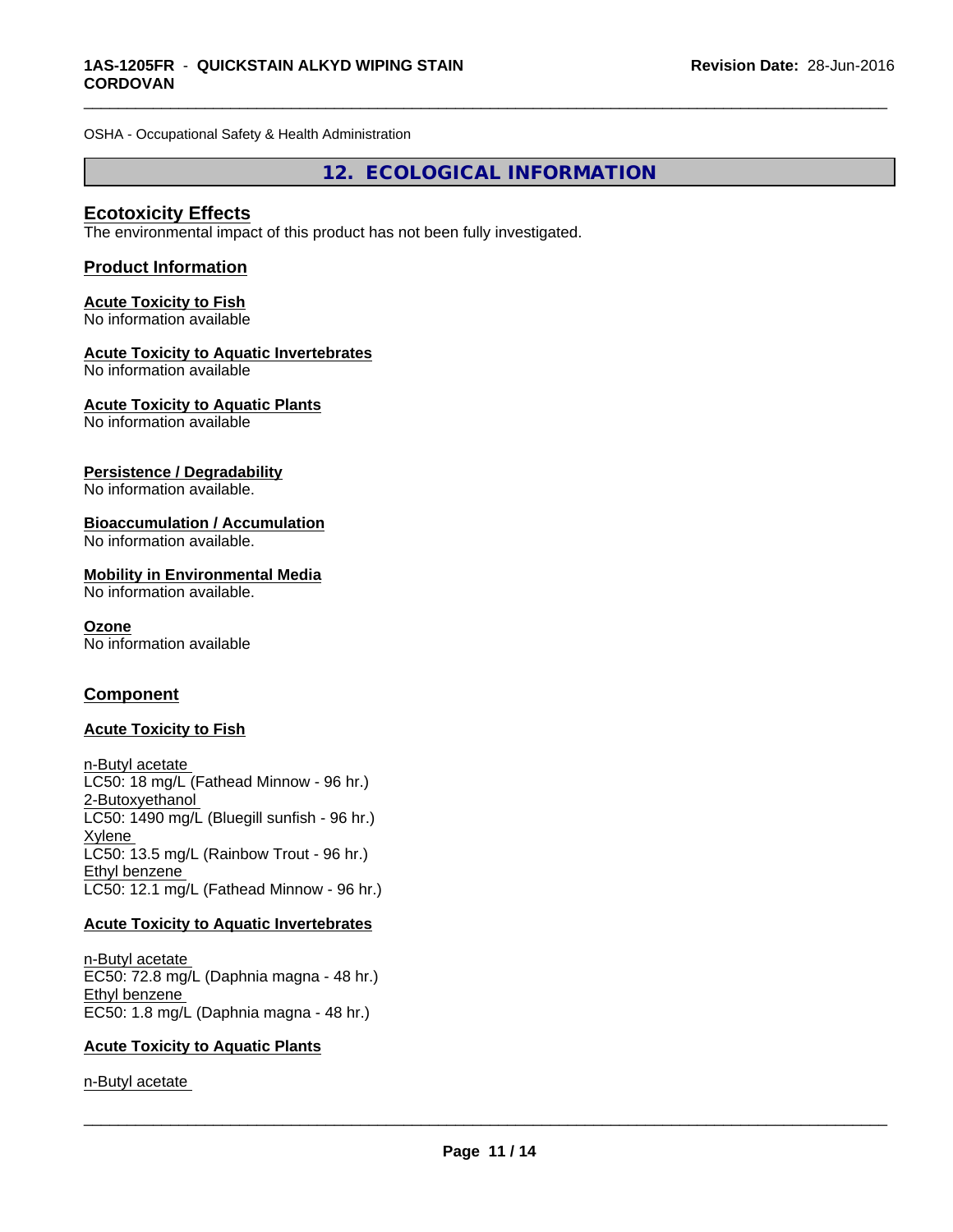OSHA - Occupational Safety & Health Administration

## 12. ECOLOGICAL INFORMATION

### Ecotoxicity Effects

The environmental impact of this product has not been fully investigated.

### Product Information

**Acute Toxicity to Fish**
No information available

**Acute Toxicity to Aquatic Invertebrates**
No information available

**Acute Toxicity to Aquatic Plants**
No information available

**Persistence / Degradability**
No information available.

**Bioaccumulation / Accumulation**
No information available.

**Mobility in Environmental Media**
No information available.

**Ozone**
No information available

### Component

**Acute Toxicity to Fish**

n-Butyl acetate
LC50: 18 mg/L (Fathead Minnow - 96 hr.)
2-Butoxyethanol
LC50: 1490 mg/L (Bluegill sunfish - 96 hr.)
Xylene
LC50: 13.5 mg/L (Rainbow Trout - 96 hr.)
Ethyl benzene
LC50: 12.1 mg/L (Fathead Minnow - 96 hr.)

**Acute Toxicity to Aquatic Invertebrates**

n-Butyl acetate
EC50: 72.8 mg/L (Daphnia magna - 48 hr.)
Ethyl benzene
EC50: 1.8 mg/L (Daphnia magna - 48 hr.)

**Acute Toxicity to Aquatic Plants**

n-Butyl acetate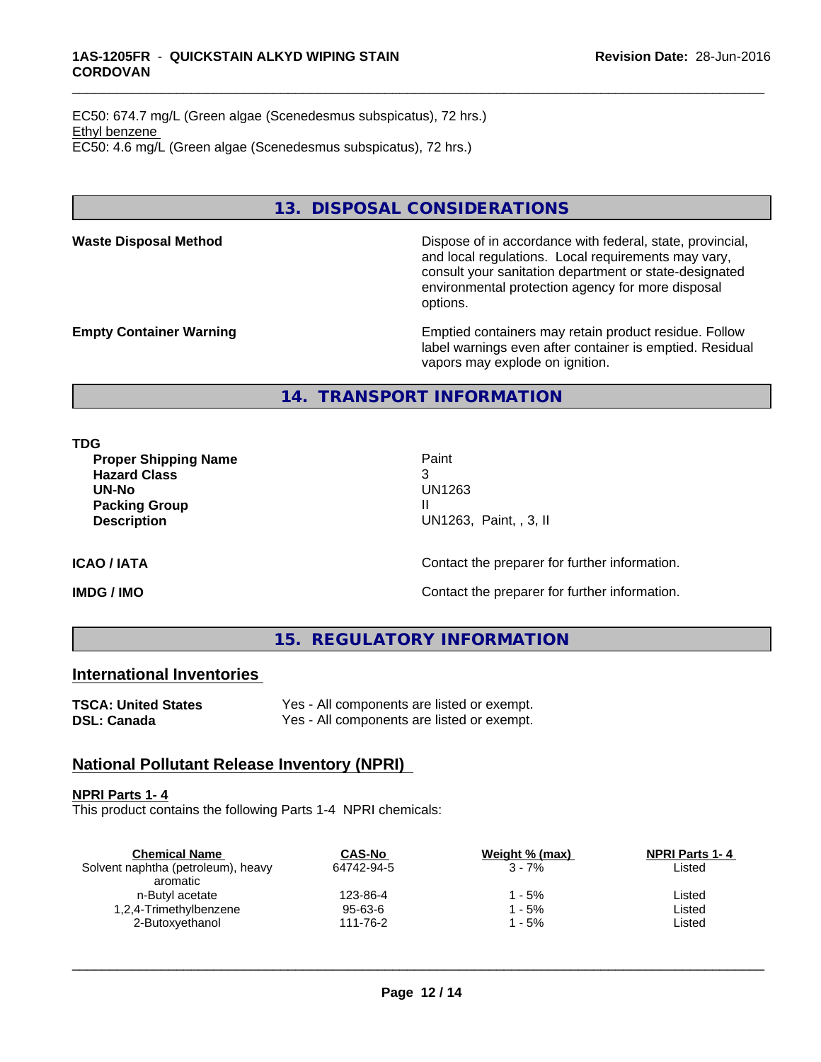EC50: 674.7 mg/L (Green algae (Scenedesmus subspicatus), 72 hrs.)
Ethyl benzene
EC50: 4.6 mg/L (Green algae (Scenedesmus subspicatus), 72 hrs.)

## 13. DISPOSAL CONSIDERATIONS

**Waste Disposal Method** Dispose of in accordance with federal, state, provincial, and local regulations. Local requirements may vary, consult your sanitation department or state-designated environmental protection agency for more disposal options.

**Empty Container Warning** Emptied containers may retain product residue. Follow label warnings even after container is emptied. Residual vapors may explode on ignition.

## 14. TRANSPORT INFORMATION

**TDG**

| | |
|---|---|
| **Proper Shipping Name** | Paint |
| **Hazard Class** | 3 |
| **UN-No** | UN1263 |
| **Packing Group** | II |
| **Description** | UN1263, Paint, , 3, II |

**ICAO / IATA** Contact the preparer for further information.

**IMDG / IMO** Contact the preparer for further information.

## 15. REGULATORY INFORMATION

### International Inventories

**TSCA: United States** Yes - All components are listed or exempt.
**DSL: Canada** Yes - All components are listed or exempt.

### National Pollutant Release Inventory (NPRI)

**NPRI Parts 1- 4**
This product contains the following Parts 1-4 NPRI chemicals:

| Chemical Name | CAS-No | Weight % (max) | NPRI Parts 1- 4 |
|---|---|---|---|
| Solvent naphtha (petroleum), heavy aromatic | 64742-94-5 | 3 - 7% | Listed |
| n-Butyl acetate | 123-86-4 | 1 - 5% | Listed |
| 1,2,4-Trimethylbenzene | 95-63-6 | 1 - 5% | Listed |
| 2-Butoxyethanol | 111-76-2 | 1 - 5% | Listed |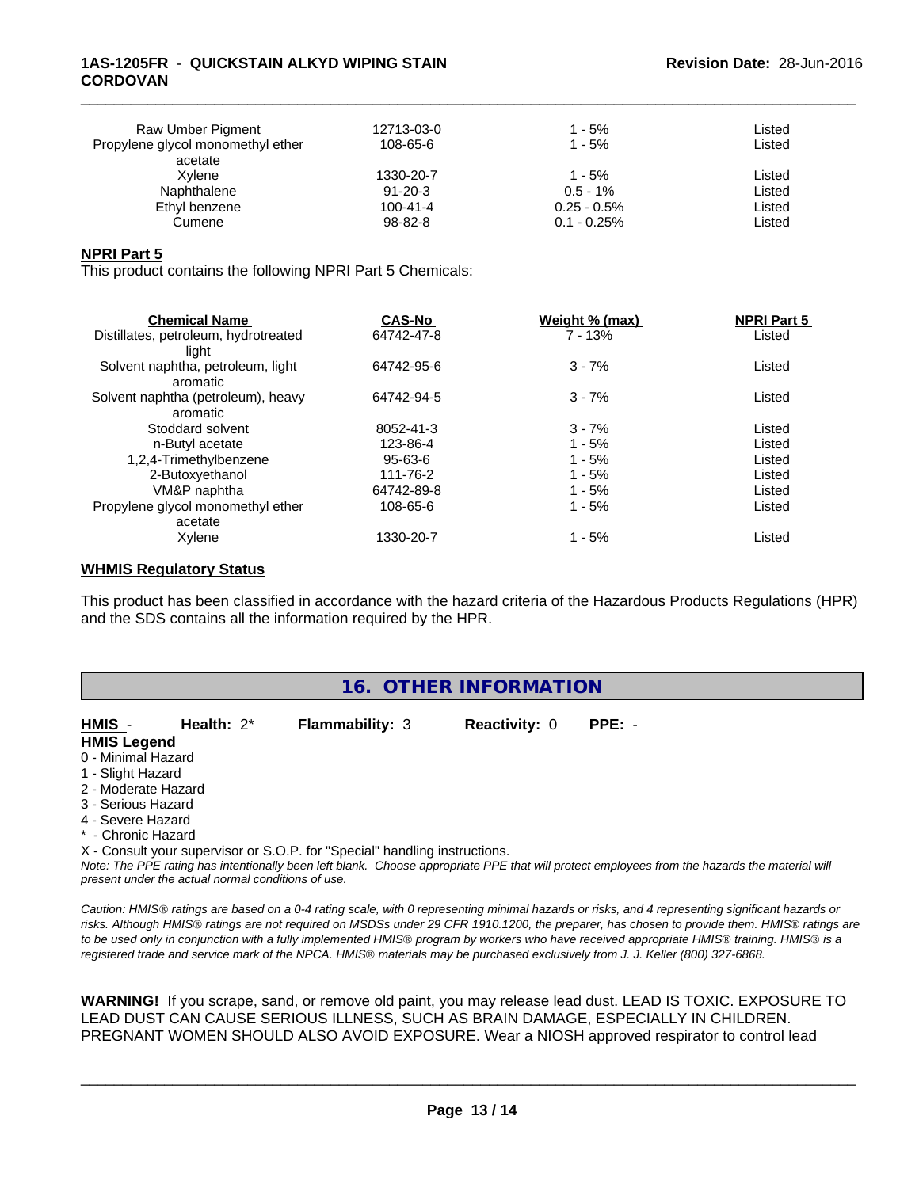| | | | |
|---|---|---|---|
| Raw Umber Pigment | 12713-03-0 | 1 - 5% | Listed |
| Propylene glycol monomethyl ether acetate | 108-65-6 | 1 - 5% | Listed |
| Xylene | 1330-20-7 | 1 - 5% | Listed |
| Naphthalene | 91-20-3 | 0.5 - 1% | Listed |
| Ethyl benzene | 100-41-4 | 0.25 - 0.5% | Listed |
| Cumene | 98-82-8 | 0.1 - 0.25% | Listed |

**NPRI Part 5**

This product contains the following NPRI Part 5 Chemicals:

| Chemical Name | CAS-No | Weight % (max) | NPRI Part 5 |
|---|---|---|---|
| Distillates, petroleum, hydrotreated light | 64742-47-8 | 7 - 13% | Listed |
| Solvent naphtha, petroleum, light aromatic | 64742-95-6 | 3 - 7% | Listed |
| Solvent naphtha (petroleum), heavy aromatic | 64742-94-5 | 3 - 7% | Listed |
| Stoddard solvent | 8052-41-3 | 3 - 7% | Listed |
| n-Butyl acetate | 123-86-4 | 1 - 5% | Listed |
| 1,2,4-Trimethylbenzene | 95-63-6 | 1 - 5% | Listed |
| 2-Butoxyethanol | 111-76-2 | 1 - 5% | Listed |
| VM&P naphtha | 64742-89-8 | 1 - 5% | Listed |
| Propylene glycol monomethyl ether acetate | 108-65-6 | 1 - 5% | Listed |
| Xylene | 1330-20-7 | 1 - 5% | Listed |

**WHMIS Regulatory Status**

This product has been classified in accordance with the hazard criteria of the Hazardous Products Regulations (HPR) and the SDS contains all the information required by the HPR.

## 16. OTHER INFORMATION

**HMIS** - **Health:** 2* **Flammability:** 3 **Reactivity:** 0 **PPE:** -

**HMIS Legend**

0 - Minimal Hazard
1 - Slight Hazard
2 - Moderate Hazard
3 - Serious Hazard
4 - Severe Hazard
* - Chronic Hazard
X - Consult your supervisor or S.O.P. for "Special" handling instructions.

*Note: The PPE rating has intentionally been left blank. Choose appropriate PPE that will protect employees from the hazards the material will present under the actual normal conditions of use.*

*Caution: HMIS® ratings are based on a 0-4 rating scale, with 0 representing minimal hazards or risks, and 4 representing significant hazards or risks. Although HMIS® ratings are not required on MSDSs under 29 CFR 1910.1200, the preparer, has chosen to provide them. HMIS® ratings are to be used only in conjunction with a fully implemented HMIS® program by workers who have received appropriate HMIS® training. HMIS® is a registered trade and service mark of the NPCA. HMIS® materials may be purchased exclusively from J. J. Keller (800) 327-6868.*

**WARNING!** If you scrape, sand, or remove old paint, you may release lead dust. LEAD IS TOXIC. EXPOSURE TO LEAD DUST CAN CAUSE SERIOUS ILLNESS, SUCH AS BRAIN DAMAGE, ESPECIALLY IN CHILDREN. PREGNANT WOMEN SHOULD ALSO AVOID EXPOSURE. Wear a NIOSH approved respirator to control lead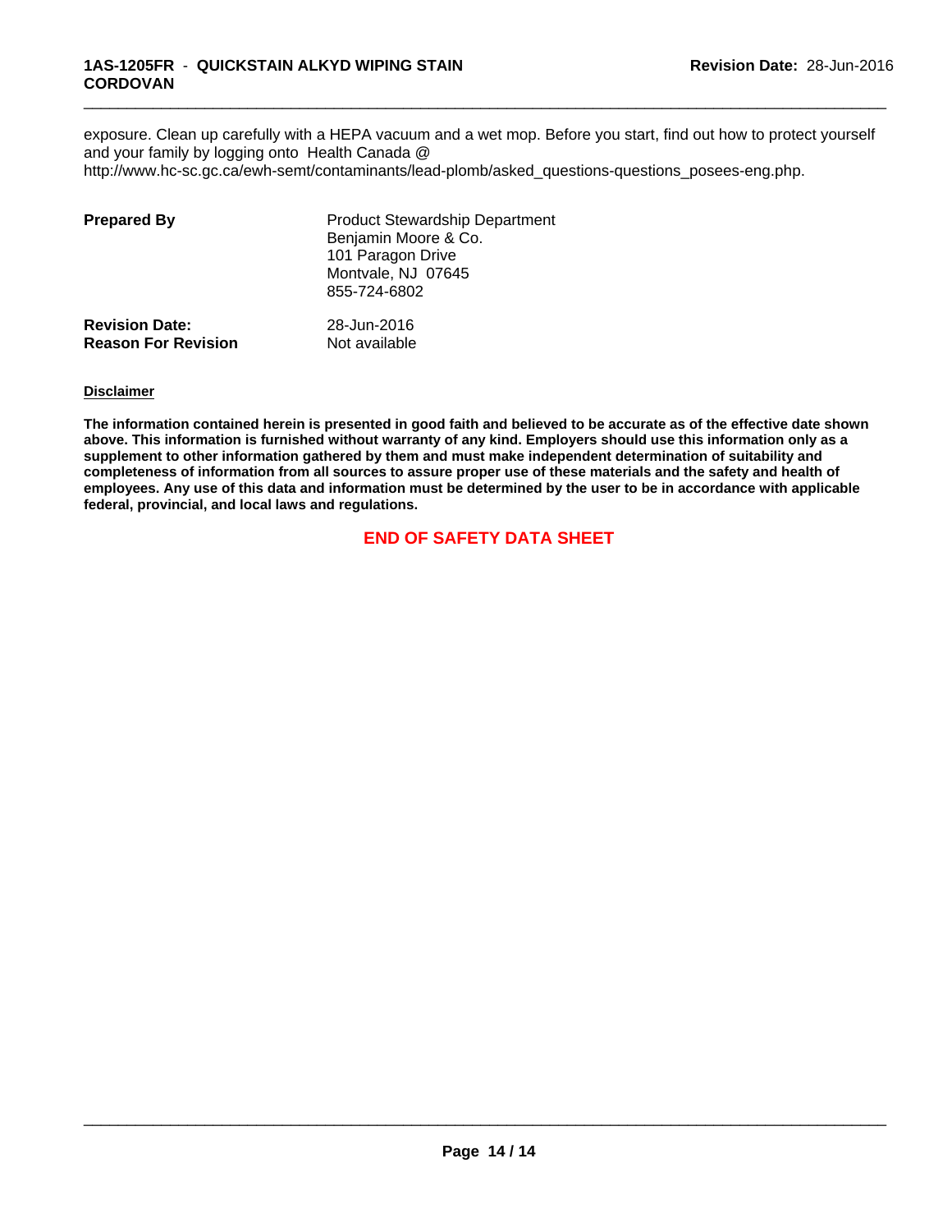exposure. Clean up carefully with a HEPA vacuum and a wet mop. Before you start, find out how to protect yourself and your family by logging onto Health Canada @ http://www.hc-sc.gc.ca/ewh-semt/contaminants/lead-plomb/asked_questions-questions_posees-eng.php.

| | |
|---|---|
| **Prepared By** | Product Stewardship Department<br>Benjamin Moore & Co.<br>101 Paragon Drive<br>Montvale, NJ 07645<br>855-724-6802 |
| **Revision Date:** | 28-Jun-2016 |
| **Reason For Revision** | Not available |

**Disclaimer**

**The information contained herein is presented in good faith and believed to be accurate as of the effective date shown above. This information is furnished without warranty of any kind. Employers should use this information only as a supplement to other information gathered by them and must make independent determination of suitability and completeness of information from all sources to assure proper use of these materials and the safety and health of employees. Any use of this data and information must be determined by the user to be in accordance with applicable federal, provincial, and local laws and regulations.**

**END OF SAFETY DATA SHEET**